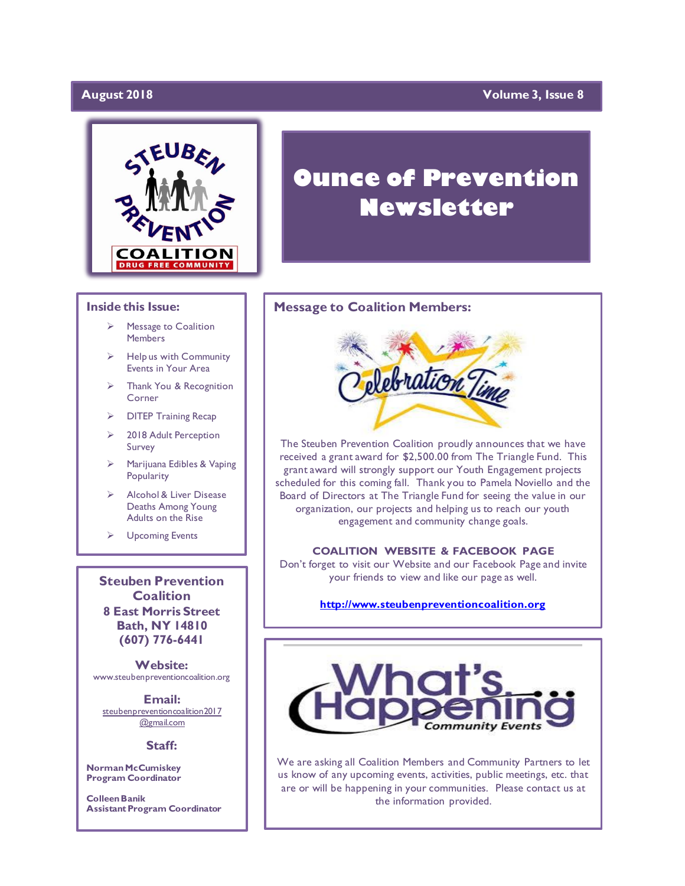August 2018 | Volume 3, Issue 8

# Ounce of Prevention Newsletter

## Inside this Issue:

- Message to Coalition Members
- Help us with Community Events in Your Area
- Thank You & Recognition Corner
- DITEP Training Recap
- 2018 Adult Perception Survey
- Marijuana Edibles & Vaping Popularity
- Alcohol & Liver Disease Deaths Among Young Adults on the Rise
- Upcoming Events

**Steuben Prevention Coalition**
**8 East Morris Street**
**Bath, NY 14810**
**(607) 776-6441**

**Website:**
www.steubenpreventioncoalition.org

**Email:**
steubenpreventioncoalition2017@gmail.com

**Staff:**

**Norman McCumiskey**
**Program Coordinator**

**Colleen Banik**
**Assistant Program Coordinator**

## Message to Coalition Members:

Celebration Time

The Steuben Prevention Coalition proudly announces that we have received a grant award for $2,500.00 from The Triangle Fund. This grant award will strongly support our Youth Engagement projects scheduled for this coming fall. Thank you to Pamela Noviello and the Board of Directors at The Triangle Fund for seeing the value in our organization, our projects and helping us to reach our youth engagement and community change goals.

**COALITION WEBSITE & FACEBOOK PAGE**

Don't forget to visit our Website and our Facebook Page and invite your friends to view and like our page as well.

**http://www.steubenpreventioncoalition.org**

## What's Happening... Community Events

We are asking all Coalition Members and Community Partners to let us know of any upcoming events, activities, public meetings, etc. that are or will be happening in your communities. Please contact us at the information provided.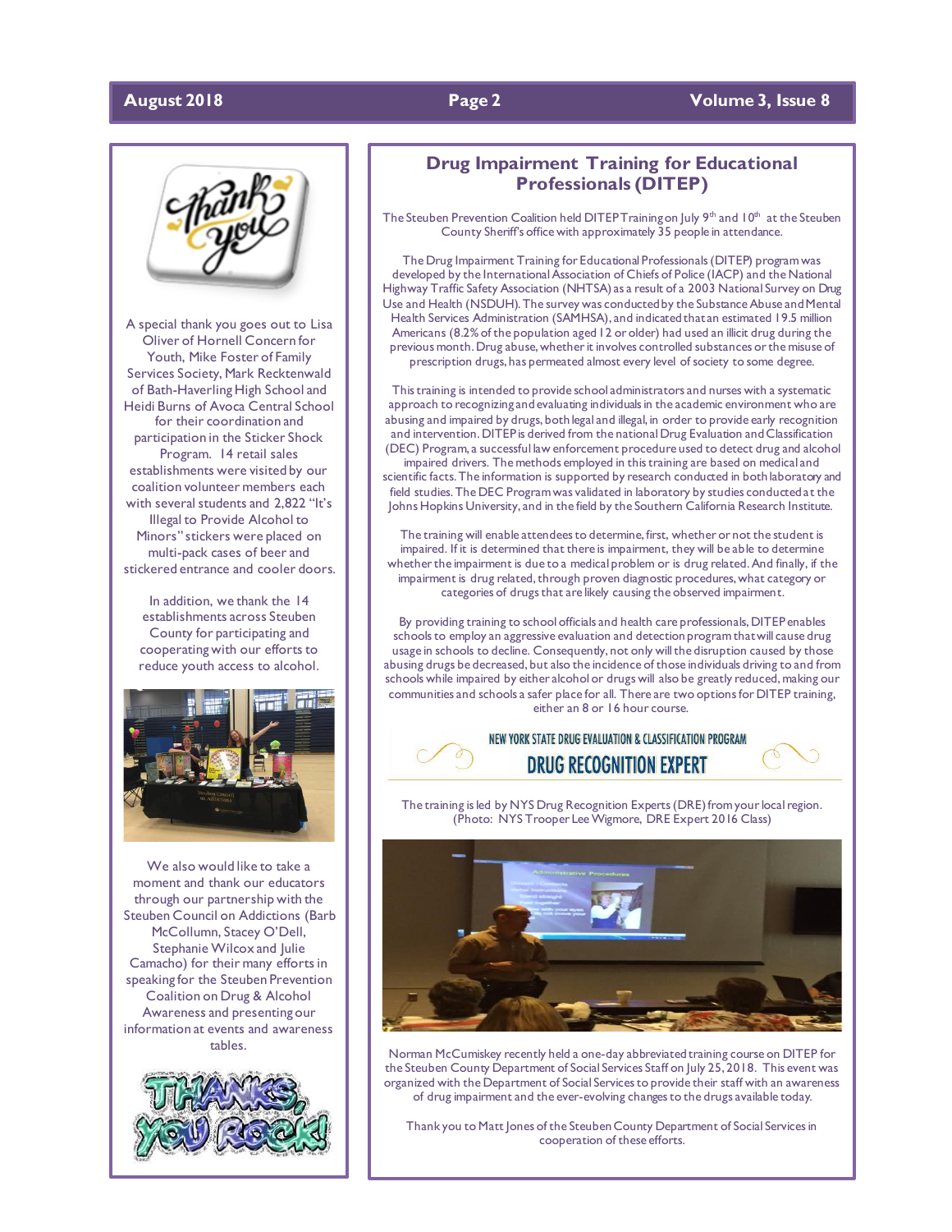A special thank you goes out to Lisa Oliver of Hornell Concern for Youth, Mike Foster of Family Services Society, Mark Recktenwald of Bath-Haverling High School and Heidi Burns of Avoca Central School for their coordination and participation in the Sticker Shock Program. 14 retail sales establishments were visited by our coalition volunteer members each with several students and 2,822 "It's Illegal to Provide Alcohol to Minors" stickers were placed on multi-pack cases of beer and stickered entrance and cooler doors.

In addition, we thank the 14 establishments across Steuben County for participating and cooperating with our efforts to reduce youth access to alcohol.

We also would like to take a moment and thank our educators through our partnership with the Steuben Council on Addictions (Barb McCollumn, Stacey O'Dell, Stephanie Wilcox and Julie Camacho) for their many efforts in speaking for the Steuben Prevention Coalition on Drug & Alcohol Awareness and presenting our information at events and awareness tables.

## Drug Impairment Training for Educational Professionals (DITEP)

The Steuben Prevention Coalition held DITEP Training on July 9th and 10th at the Steuben County Sheriff's office with approximately 35 people in attendance.

The Drug Impairment Training for Educational Professionals (DITEP) program was developed by the International Association of Chiefs of Police (IACP) and the National Highway Traffic Safety Association (NHTSA) as a result of a 2003 National Survey on Drug Use and Health (NSDUH). The survey was conducted by the Substance Abuse and Mental Health Services Administration (SAMHSA), and indicated that an estimated 19.5 million Americans (8.2% of the population aged 12 or older) had used an illicit drug during the previous month. Drug abuse, whether it involves controlled substances or the misuse of prescription drugs, has permeated almost every level of society to some degree.

This training is intended to provide school administrators and nurses with a systematic approach to recognizing and evaluating individuals in the academic environment who are abusing and impaired by drugs, both legal and illegal, in order to provide early recognition and intervention. DITEP is derived from the national Drug Evaluation and Classification (DEC) Program, a successful law enforcement procedure used to detect drug and alcohol impaired drivers. The methods employed in this training are based on medical and scientific facts. The information is supported by research conducted in both laboratory and field studies. The DEC Program was validated in laboratory by studies conducted at the Johns Hopkins University, and in the field by the Southern California Research Institute.

The training will enable attendees to determine, first, whether or not the student is impaired. If it is determined that there is impairment, they will be able to determine whether the impairment is due to a medical problem or is drug related. And finally, if the impairment is drug related, through proven diagnostic procedures, what category or categories of drugs that are likely causing the observed impairment.

By providing training to school officials and health care professionals, DITEP enables schools to employ an aggressive evaluation and detection program that will cause drug usage in schools to decline. Consequently, not only will the disruption caused by those abusing drugs be decreased, but also the incidence of those individuals driving to and from schools while impaired by either alcohol or drugs will also be greatly reduced, making our communities and schools a safer place for all. There are two options for DITEP training, either an 8 or 16 hour course.

NEW YORK STATE DRUG EVALUATION & CLASSIFICATION PROGRAM

DRUG RECOGNITION EXPERT

The training is led by NYS Drug Recognition Experts (DRE) from your local region. (Photo: NYS Trooper Lee Wigmore, DRE Expert 2016 Class)

Norman McCumiskey recently held a one-day abbreviated training course on DITEP for the Steuben County Department of Social Services Staff on July 25, 2018. This event was organized with the Department of Social Services to provide their staff with an awareness of drug impairment and the ever-evolving changes to the drugs available today.

Thank you to Matt Jones of the Steuben County Department of Social Services in cooperation of these efforts.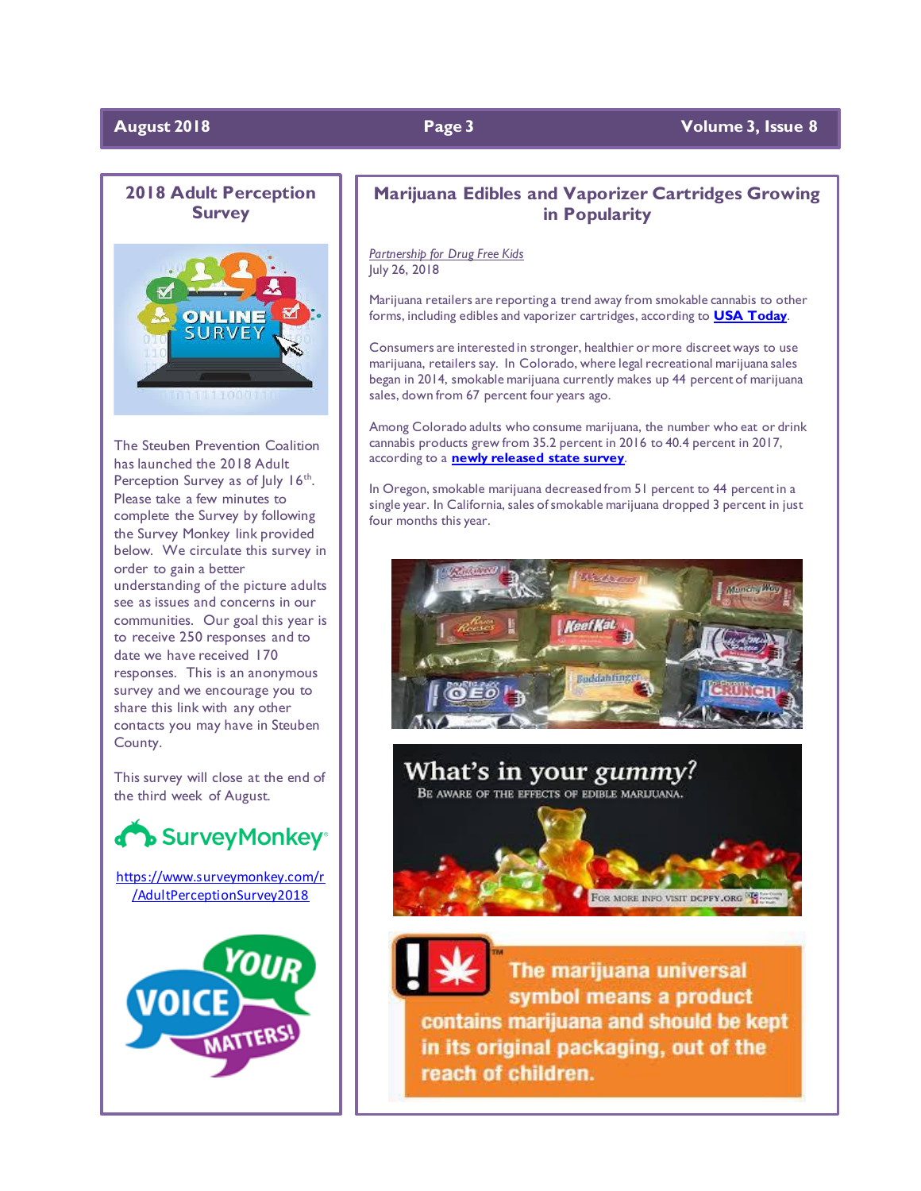## 2018 Adult Perception Survey

The Steuben Prevention Coalition has launched the 2018 Adult Perception Survey as of July 16th. Please take a few minutes to complete the Survey by following the Survey Monkey link provided below. We circulate this survey in order to gain a better understanding of the picture adults see as issues and concerns in our communities. Our goal this year is to receive 250 responses and to date we have received 170 responses. This is an anonymous survey and we encourage you to share this link with any other contacts you may have in Steuben County.

This survey will close at the end of the third week of August.

SurveyMonkey

https://www.surveymonkey.com/r/AdultPerceptionSurvey2018

## Marijuana Edibles and Vaporizer Cartridges Growing in Popularity

*Partnership for Drug Free Kids*
July 26, 2018

Marijuana retailers are reporting a trend away from smokable cannabis to other forms, including edibles and vaporizer cartridges, according to **USA Today**.

Consumers are interested in stronger, healthier or more discreet ways to use marijuana, retailers say. In Colorado, where legal recreational marijuana sales began in 2014, smokable marijuana currently makes up 44 percent of marijuana sales, down from 67 percent four years ago.

Among Colorado adults who consume marijuana, the number who eat or drink cannabis products grew from 35.2 percent in 2016 to 40.4 percent in 2017, according to a **newly released state survey**.

In Oregon, smokable marijuana decreased from 51 percent to 44 percent in a single year. In California, sales of smokable marijuana dropped 3 percent in just four months this year.

What's in your gummy?
Be aware of the effects of edible marijuana.

The marijuana universal symbol means a product contains marijuana and should be kept in its original packaging, out of the reach of children.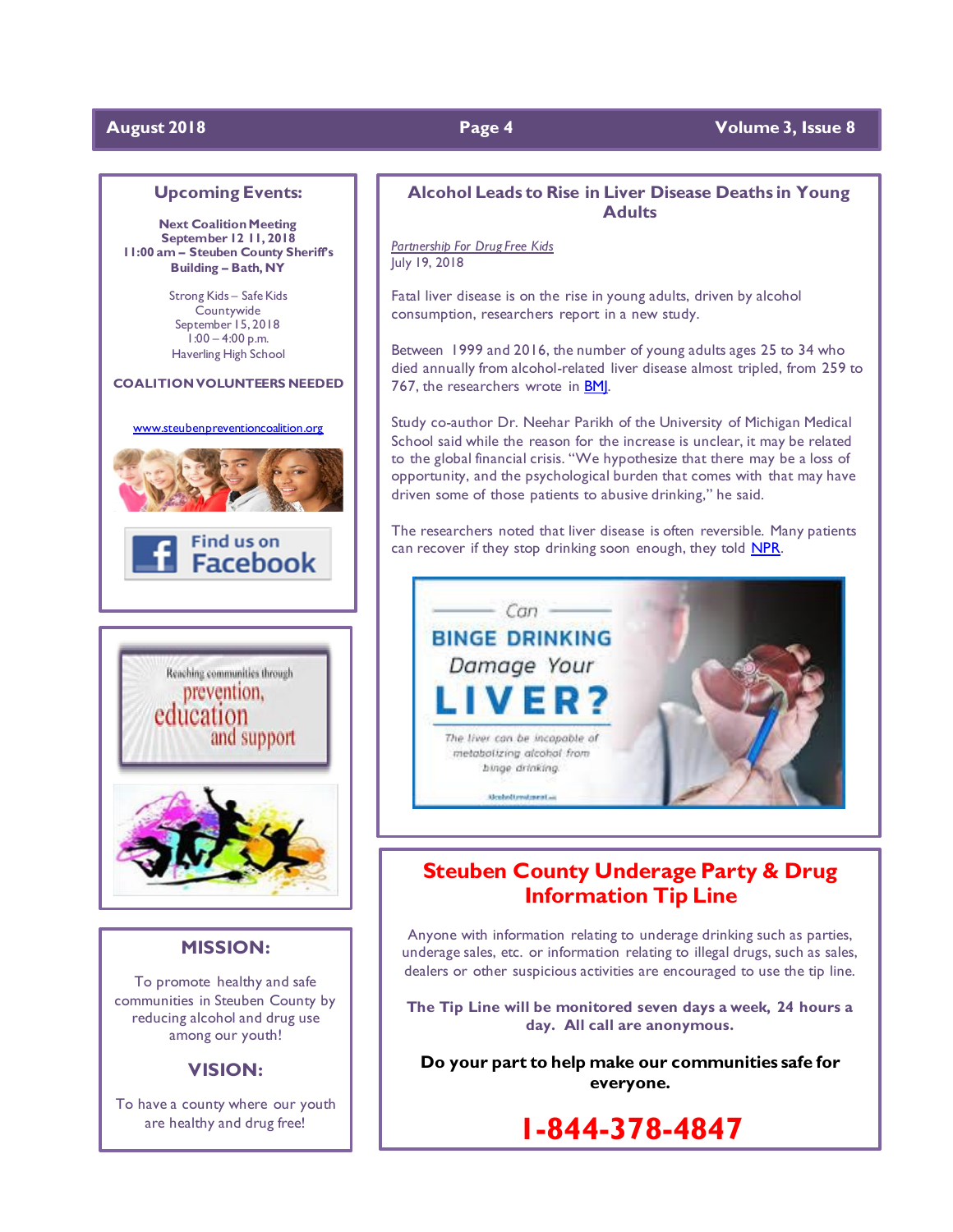## Upcoming Events:

**Next Coalition Meeting**
**September 12 11, 2018**
**11:00 am – Steuben County Sheriff's Building – Bath, NY**

Strong Kids – Safe Kids
Countywide
September 15, 2018
1:00 – 4:00 p.m.
Haverling High School

**COALITION VOLUNTEERS NEEDED**

www.steubenpreventioncoalition.org

Find us on Facebook

Reaching communities through prevention, education and support

## MISSION:

To promote healthy and safe communities in Steuben County by reducing alcohol and drug use among our youth!

## VISION:

To have a county where our youth are healthy and drug free!

## Alcohol Leads to Rise in Liver Disease Deaths in Young Adults

*Partnership For Drug Free Kids*
July 19, 2018

Fatal liver disease is on the rise in young adults, driven by alcohol consumption, researchers report in a new study.

Between 1999 and 2016, the number of young adults ages 25 to 34 who died annually from alcohol-related liver disease almost tripled, from 259 to 767, the researchers wrote in BMJ.

Study co-author Dr. Neehar Parikh of the University of Michigan Medical School said while the reason for the increase is unclear, it may be related to the global financial crisis. "We hypothesize that there may be a loss of opportunity, and the psychological burden that comes with that may have driven some of those patients to abusive drinking," he said.

The researchers noted that liver disease is often reversible. Many patients can recover if they stop drinking soon enough, they told NPR.

Can BINGE DRINKING Damage Your LIVER?

The liver can be incapable of metabolizing alcohol from binge drinking.

## Steuben County Underage Party & Drug Information Tip Line

Anyone with information relating to underage drinking such as parties, underage sales, etc. or information relating to illegal drugs, such as sales, dealers or other suspicious activities are encouraged to use the tip line.

**The Tip Line will be monitored seven days a week, 24 hours a day. All call are anonymous.**

**Do your part to help make our communities safe for everyone.**

**1-844-378-4847**